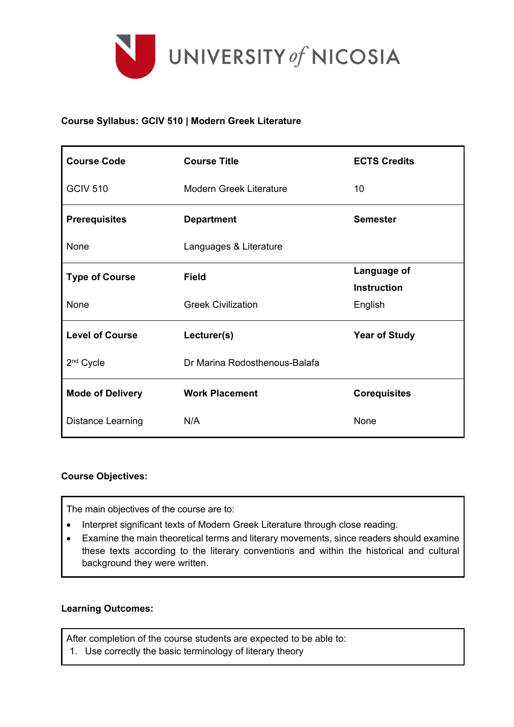UNIVERSITY *of* NICOSIA

**Course Syllabus: GCIV 510 | Modern Greek Literature**

| **Course Code** | **Course Title** | **ECTS Credits** |
|---|---|---|
| GCIV 510 | Modern Greek Literature | 10 |
| **Prerequisites** | **Department** | **Semester** |
| None | Languages & Literature | |
| **Type of Course** | **Field** | **Language of Instruction** |
| None | Greek Civilization | English |
| **Level of Course** | **Lecturer(s)** | **Year of Study** |
| 2nd Cycle | Dr Marina Rodosthenous-Balafa | |
| **Mode of Delivery** | **Work Placement** | **Corequisites** |
| Distance Learning | N/A | None |

**Course Objectives:**

The main objectives of the course are to:

- Interpret significant texts of Modern Greek Literature through close reading.
- Examine the main theoretical terms and literary movements, since readers should examine these texts according to the literary conventions and within the historical and cultural background they were written.

**Learning Outcomes:**

After completion of the course students are expected to be able to:

1. Use correctly the basic terminology of literary theory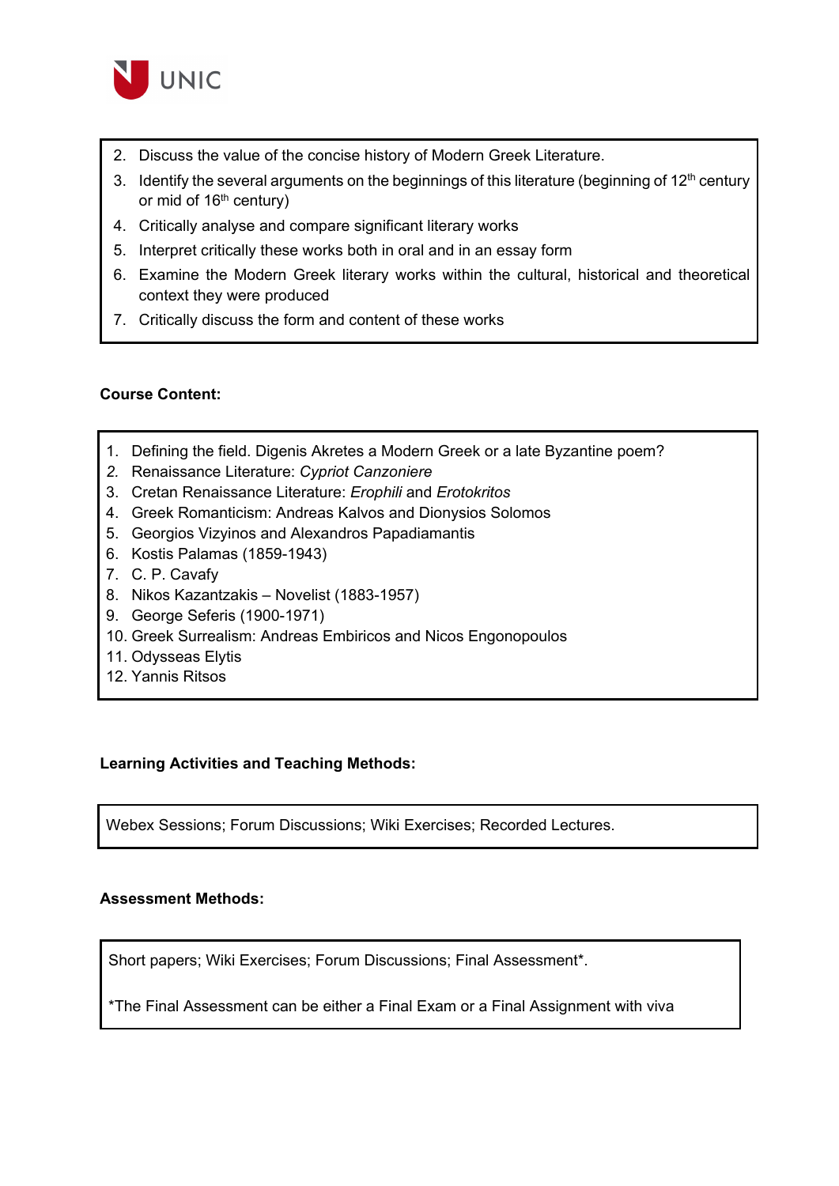2. Discuss the value of the concise history of Modern Greek Literature.
3. Identify the several arguments on the beginnings of this literature (beginning of 12th century or mid of 16th century)
4. Critically analyse and compare significant literary works
5. Interpret critically these works both in oral and in an essay form
6. Examine the Modern Greek literary works within the cultural, historical and theoretical context they were produced
7. Critically discuss the form and content of these works

**Course Content:**

1. Defining the field. Digenis Akretes a Modern Greek or a late Byzantine poem?
2. Renaissance Literature: *Cypriot Canzoniere*
3. Cretan Renaissance Literature: *Erophili* and *Erotokritos*
4. Greek Romanticism: Andreas Kalvos and Dionysios Solomos
5. Georgios Vizyinos and Alexandros Papadiamantis
6. Kostis Palamas (1859-1943)
7. C. P. Cavafy
8. Nikos Kazantzakis – Novelist (1883-1957)
9. George Seferis (1900-1971)
10. Greek Surrealism: Andreas Embiricos and Nicos Engonopoulos
11. Odysseas Elytis
12. Yannis Ritsos

**Learning Activities and Teaching Methods:**

Webex Sessions; Forum Discussions; Wiki Exercises; Recorded Lectures.

**Assessment Methods:**

Short papers; Wiki Exercises; Forum Discussions; Final Assessment*.

*The Final Assessment can be either a Final Exam or a Final Assignment with viva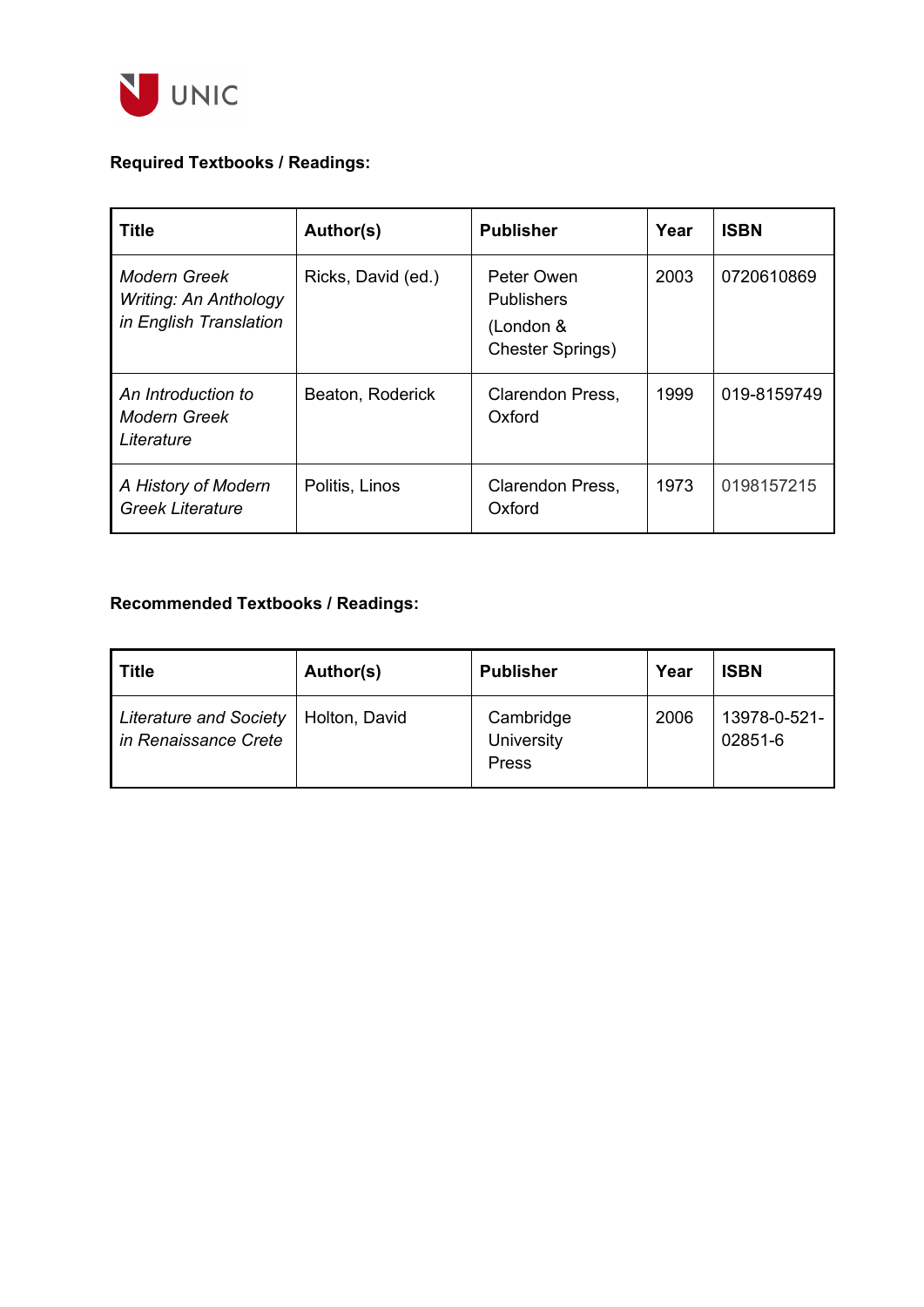**Required Textbooks / Readings:**

| Title | Author(s) | Publisher | Year | ISBN |
|---|---|---|---|---|
| *Modern Greek Writing: An Anthology in English Translation* | Ricks, David (ed.) | Peter Owen Publishers (London & Chester Springs) | 2003 | 0720610869 |
| *An Introduction to Modern Greek Literature* | Beaton, Roderick | Clarendon Press, Oxford | 1999 | 019-8159749 |
| *A History of Modern Greek Literature* | Politis, Linos | Clarendon Press, Oxford | 1973 | 0198157215 |

**Recommended Textbooks / Readings:**

| Title | Author(s) | Publisher | Year | ISBN |
|---|---|---|---|---|
| *Literature and Society in Renaissance Crete* | Holton, David | Cambridge University Press | 2006 | 13978-0-521-02851-6 |